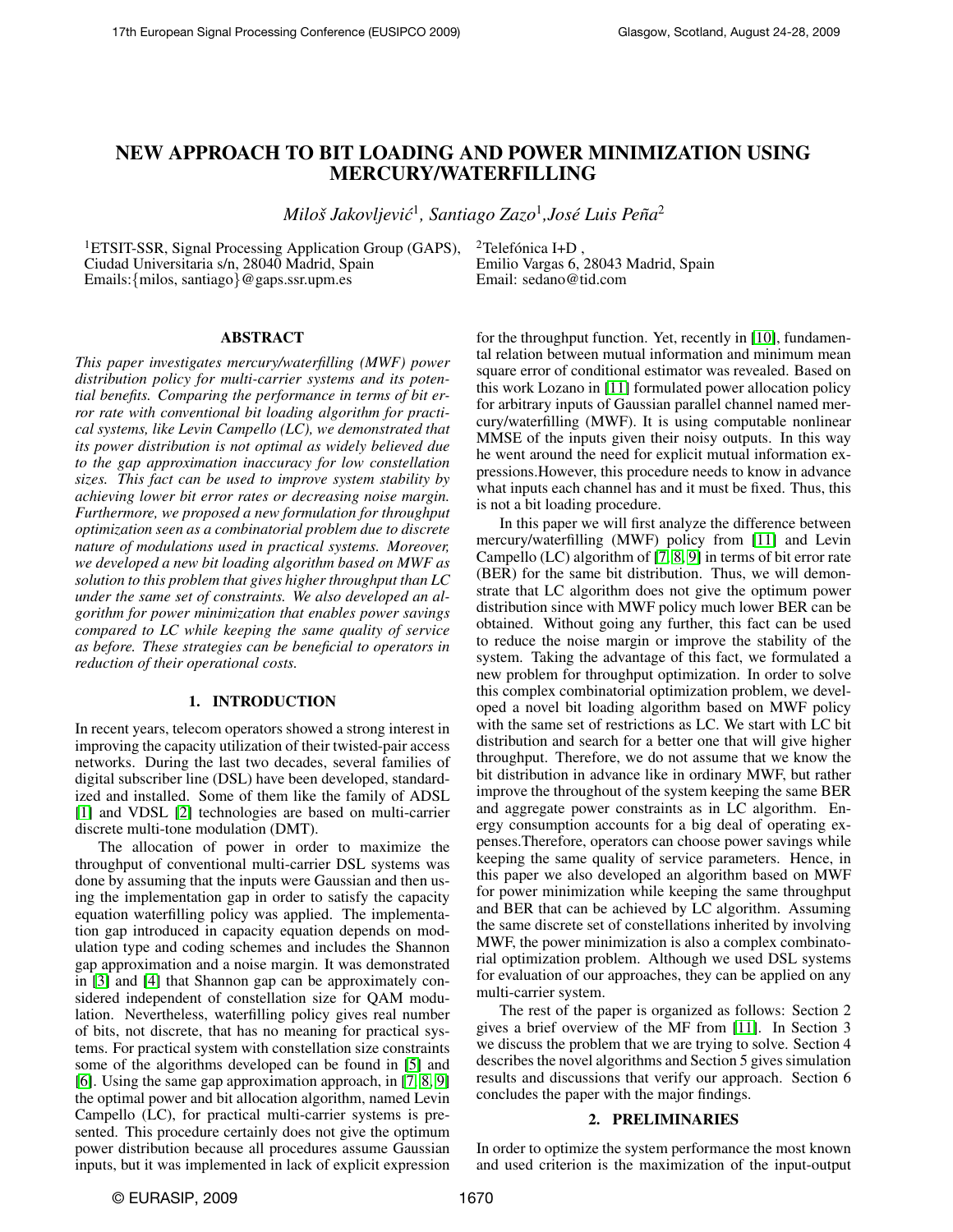# NEW APPROACH TO BIT LOADING AND POWER MINIMIZATION USING MERCURY/WATERFILLING

*Miloš Jakovljević*[1], *Santiago Zazo*[1], *José Luis Peña*[2]

[1]ETSIT-SSR, Signal Processing Application Group (GAPS), Ciudad Universitaria s/n, 28040 Madrid, Spain
Emails:{milos, santiago}@gaps.ssr.upm.es

[2]Telefónica I+D , Emilio Vargas 6, 28043 Madrid, Spain
Email: sedano@tid.com

## ABSTRACT

*This paper investigates mercury/waterfilling (MWF) power distribution policy for multi-carrier systems and its potential benefits. Comparing the performance in terms of bit error rate with conventional bit loading algorithm for practical systems, like Levin Campello (LC), we demonstrated that its power distribution is not optimal as widely believed due to the gap approximation inaccuracy for low constellation sizes. This fact can be used to improve system stability by achieving lower bit error rates or decreasing noise margin. Furthermore, we proposed a new formulation for throughput optimization seen as a combinatorial problem due to discrete nature of modulations used in practical systems. Moreover, we developed a new bit loading algorithm based on MWF as solution to this problem that gives higher throughput than LC under the same set of constraints. We also developed an algorithm for power minimization that enables power savings compared to LC while keeping the same quality of service as before. These strategies can be beneficial to operators in reduction of their operational costs.*

## 1. INTRODUCTION

In recent years, telecom operators showed a strong interest in improving the capacity utilization of their twisted-pair access networks. During the last two decades, several families of digital subscriber line (DSL) have been developed, standardized and installed. Some of them like the family of ADSL [1] and VDSL [2] technologies are based on multi-carrier discrete multi-tone modulation (DMT).

The allocation of power in order to maximize the throughput of conventional multi-carrier DSL systems was done by assuming that the inputs were Gaussian and then using the implementation gap in order to satisfy the capacity equation waterfilling policy was applied. The implementation gap introduced in capacity equation depends on modulation type and coding schemes and includes the Shannon gap approximation and a noise margin. It was demonstrated in [3] and [4] that Shannon gap can be approximately considered independent of constellation size for QAM modulation. Nevertheless, waterfilling policy gives real number of bits, not discrete, that has no meaning for practical systems. For practical system with constellation size constraints some of the algorithms developed can be found in [5] and [6]. Using the same gap approximation approach, in [7, 8, 9] the optimal power and bit allocation algorithm, named Levin Campello (LC), for practical multi-carrier systems is presented. This procedure certainly does not give the optimum power distribution because all procedures assume Gaussian inputs, but it was implemented in lack of explicit expression for the throughput function. Yet, recently in [10], fundamental relation between mutual information and minimum mean square error of conditional estimator was revealed. Based on this work Lozano in [11] formulated power allocation policy for arbitrary inputs of Gaussian parallel channel named mercury/waterfilling (MWF). It is using computable nonlinear MMSE of the inputs given their noisy outputs. In this way he went around the need for explicit mutual information expressions.However, this procedure needs to know in advance what inputs each channel has and it must be fixed. Thus, this is not a bit loading procedure.

In this paper we will first analyze the difference between mercury/waterfilling (MWF) policy from [11] and Levin Campello (LC) algorithm of [7, 8, 9] in terms of bit error rate (BER) for the same bit distribution. Thus, we will demonstrate that LC algorithm does not give the optimum power distribution since with MWF policy much lower BER can be obtained. Without going any further, this fact can be used to reduce the noise margin or improve the stability of the system. Taking the advantage of this fact, we formulated a new problem for throughput optimization. In order to solve this complex combinatorial optimization problem, we developed a novel bit loading algorithm based on MWF policy with the same set of restrictions as LC. We start with LC bit distribution and search for a better one that will give higher throughput. Therefore, we do not assume that we know the bit distribution in advance like in ordinary MWF, but rather improve the throughout of the system keeping the same BER and aggregate power constraints as in LC algorithm. Energy consumption accounts for a big deal of operating expenses.Therefore, operators can choose power savings while keeping the same quality of service parameters. Hence, in this paper we also developed an algorithm based on MWF for power minimization while keeping the same throughput and BER that can be achieved by LC algorithm. Assuming the same discrete set of constellations inherited by involving MWF, the power minimization is also a complex combinatorial optimization problem. Although we used DSL systems for evaluation of our approaches, they can be applied on any multi-carrier system.

The rest of the paper is organized as follows: Section 2 gives a brief overview of the MF from [11]. In Section 3 we discuss the problem that we are trying to solve. Section 4 describes the novel algorithms and Section 5 gives simulation results and discussions that verify our approach. Section 6 concludes the paper with the major findings.

## 2. PRELIMINARIES

In order to optimize the system performance the most known and used criterion is the maximization of the input-output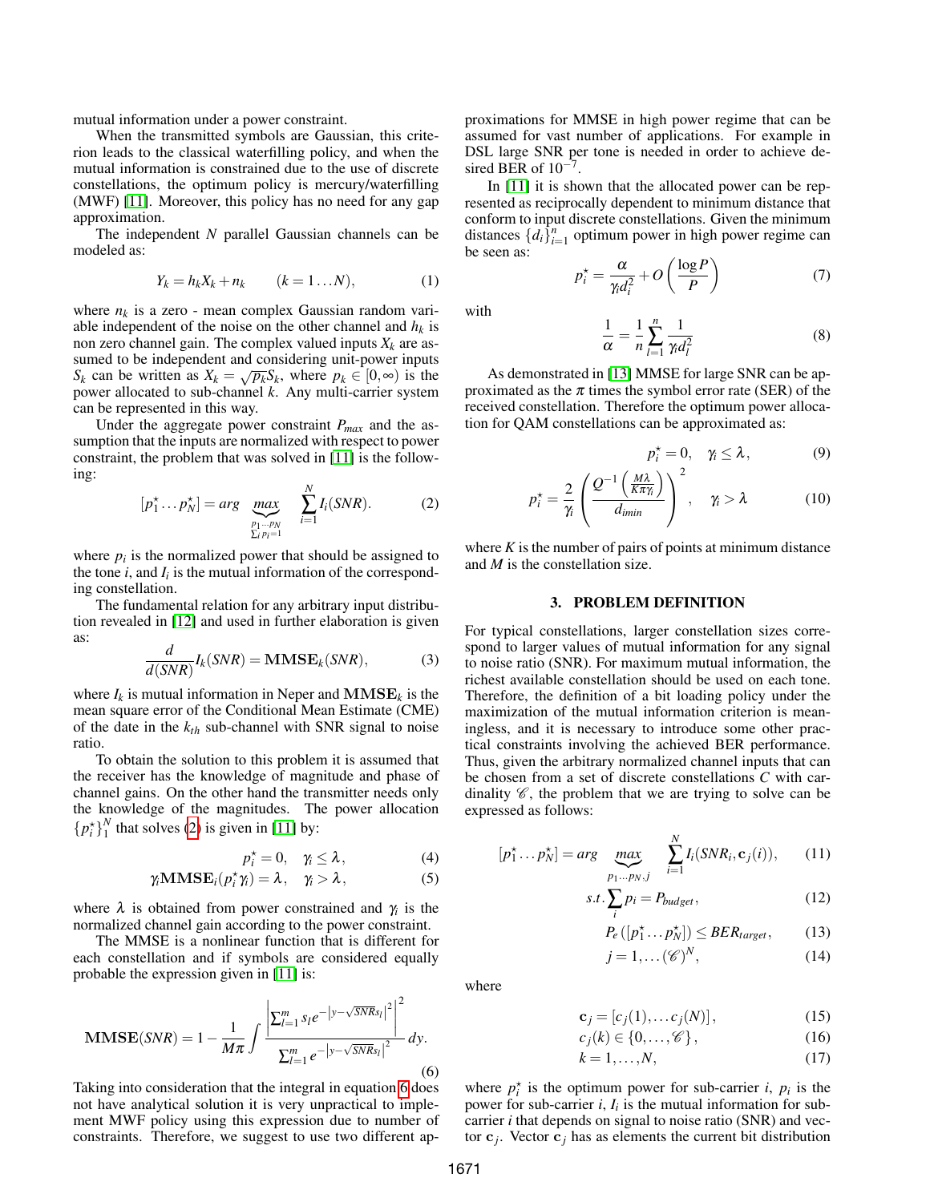mutual information under a power constraint.

When the transmitted symbols are Gaussian, this criterion leads to the classical waterfilling policy, and when the mutual information is constrained due to the use of discrete constellations, the optimum policy is mercury/waterfilling (MWF) [11]. Moreover, this policy has no need for any gap approximation.

The independent $N$ parallel Gaussian channels can be modeled as:

$$Y_k = h_k X_k + n_k \qquad (k = 1 \ldots N), \tag{1}$$

where $n_k$ is a zero - mean complex Gaussian random variable independent of the noise on the other channel and $h_k$ is non zero channel gain. The complex valued inputs $X_k$ are assumed to be independent and considering unit-power inputs $S_k$ can be written as $X_k = \sqrt{p_k} S_k$, where $p_k \in [0, \infty)$ is the power allocated to sub-channel $k$. Any multi-carrier system can be represented in this way.

Under the aggregate power constraint $P_{max}$ and the assumption that the inputs are normalized with respect to power constraint, the problem that was solved in [11] is the following:

$$[p_1^\star \ldots p_N^\star] = arg \underbrace{max}_{\substack{p_1 \cdots p_N \\ \sum_i p_i = 1}} \sum_{i=1}^{N} I_i(SNR). \tag{2}$$

where $p_i$ is the normalized power that should be assigned to the tone $i$, and $I_i$ is the mutual information of the corresponding constellation.

The fundamental relation for any arbitrary input distribution revealed in [12] and used in further elaboration is given as:

$$\frac{d}{d(SNR)} I_k(SNR) = \mathbf{MMSE}_k(SNR), \tag{3}$$

where $I_k$ is mutual information in Neper and $\mathbf{MMSE}_k$ is the mean square error of the Conditional Mean Estimate (CME) of the date in the $k_{th}$ sub-channel with SNR signal to noise ratio.

To obtain the solution to this problem it is assumed that the receiver has the knowledge of magnitude and phase of channel gains. On the other hand the transmitter needs only the knowledge of the magnitudes. The power allocation $\{p_i^\star\}_1^N$ that solves (2) is given in [11] by:

$$p_i^\star = 0, \quad \gamma_i \leq \lambda, \tag{4}$$

$$\gamma_i \mathbf{MMSE}_i(p_i^\star \gamma_i) = \lambda, \quad \gamma_i > \lambda, \tag{5}$$

where $\lambda$ is obtained from power constrained and $\gamma_i$ is the normalized channel gain according to the power constraint.

The MMSE is a nonlinear function that is different for each constellation and if symbols are considered equally probable the expression given in [11] is:

$$\mathbf{MMSE}(SNR) = 1 - \frac{1}{M\pi} \int \frac{\left| \sum_{l=1}^{m} s_l e^{-\left|y - \sqrt{SNR} s_l\right|^2} \right|^2}{\sum_{l=1}^{m} e^{-\left|y - \sqrt{SNR} s_l\right|^2}} dy. \tag{6}$$

Taking into consideration that the integral in equation 6 does not have analytical solution it is very unpractical to implement MWF policy using this expression due to number of constraints. Therefore, we suggest to use two different approximations for MMSE in high power regime that can be assumed for vast number of applications. For example in DSL large SNR per tone is needed in order to achieve desired BER of $10^{-7}$.

In [11] it is shown that the allocated power can be represented as reciprocally dependent to minimum distance that conform to input discrete constellations. Given the minimum distances $\{d_i\}_{i=1}^n$ optimum power in high power regime can be seen as:

$$p_i^\star = \frac{\alpha}{\gamma_i d_i^2} + O\left(\frac{\log P}{P}\right) \tag{7}$$

with

$$\frac{1}{\alpha} = \frac{1}{n} \sum_{l=1}^{n} \frac{1}{\gamma_l d_l^2} \tag{8}$$

As demonstrated in [13] MMSE for large SNR can be approximated as the $\pi$ times the symbol error rate (SER) of the received constellation. Therefore the optimum power allocation for QAM constellations can be approximated as:

$$p_i^\star = 0, \quad \gamma_i \leq \lambda, \tag{9}$$

$$p_i^\star = \frac{2}{\gamma_i} \left( \frac{Q^{-1}\left(\frac{M\lambda}{K\pi\gamma_i}\right)}{d_{imin}} \right)^2, \quad \gamma_i > \lambda \tag{10}$$

where $K$ is the number of pairs of points at minimum distance and $M$ is the constellation size.

## 3. PROBLEM DEFINITION

For typical constellations, larger constellation sizes correspond to larger values of mutual information for any signal to noise ratio (SNR). For maximum mutual information, the richest available constellation should be used on each tone. Therefore, the definition of a bit loading policy under the maximization of the mutual information criterion is meaningless, and it is necessary to introduce some other practical constraints involving the achieved BER performance. Thus, given the arbitrary normalized channel inputs that can be chosen from a set of discrete constellations $C$ with cardinality $\mathscr{C}$, the problem that we are trying to solve can be expressed as follows:

$$[p_1^\star \ldots p_N^\star] = arg \underbrace{max}_{p_1 \cdots p_N, j} \sum_{i=1}^{N} I_i(SNR_i, \mathbf{c}_j(i)), \tag{11}$$

$$s.t. \sum_i p_i = P_{budget}, \tag{12}$$

$$P_e([p_1^\star \ldots p_N^\star]) \leq BER_{target}, \tag{13}$$

$$j = 1, \ldots (\mathscr{C})^N, \tag{14}$$

where

$$\mathbf{c}_j = [c_j(1), \ldots c_j(N)], \tag{15}$$

$$c_j(k) \in \{0, \ldots, \mathscr{C}\}, \tag{16}$$

$$k = 1, \ldots, N, \tag{17}$$

where $p_i^\star$ is the optimum power for sub-carrier $i$, $p_i$ is the power for sub-carrier $i$, $I_i$ is the mutual information for sub-carrier $i$ that depends on signal to noise ratio (SNR) and vector $\mathbf{c}_j$. Vector $\mathbf{c}_j$ has as elements the current bit distribution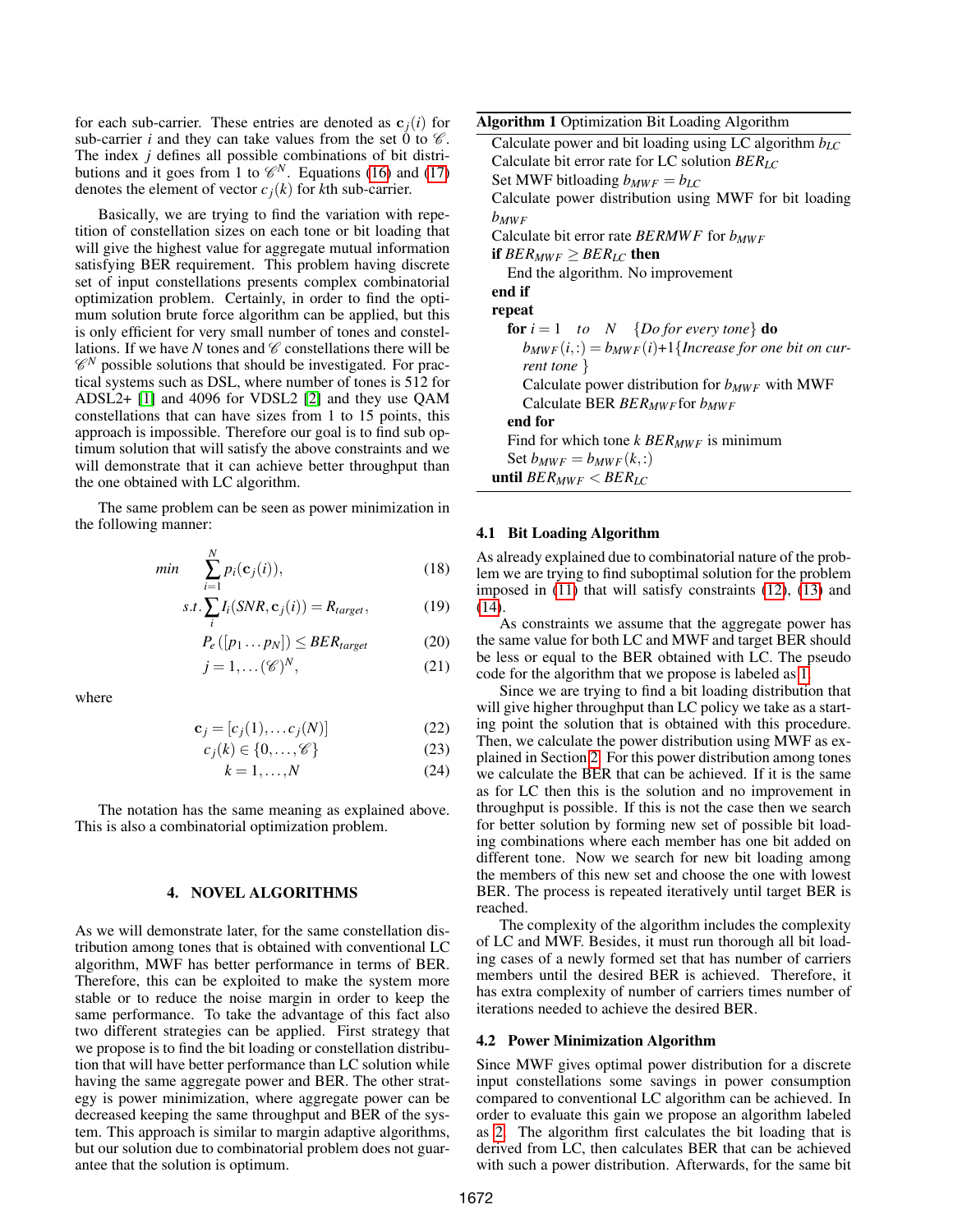for each sub-carrier. These entries are denoted as $\mathbf{c}_j(i)$ for sub-carrier $i$ and they can take values from the set 0 to $\mathscr{C}$. The index $j$ defines all possible combinations of bit distributions and it goes from 1 to $\mathscr{C}^N$. Equations (16) and (17) denotes the element of vector $c_j(k)$ for $k$th sub-carrier.

Basically, we are trying to find the variation with repetition of constellation sizes on each tone or bit loading that will give the highest value for aggregate mutual information satisfying BER requirement. This problem having discrete set of input constellations presents complex combinatorial optimization problem. Certainly, in order to find the optimum solution brute force algorithm can be applied, but this is only efficient for very small number of tones and constellations. If we have $N$ tones and $\mathscr{C}$ constellations there will be $\mathscr{C}^N$ possible solutions that should be investigated. For practical systems such as DSL, where number of tones is 512 for ADSL2+ [1] and 4096 for VDSL2 [2] and they use QAM constellations that can have sizes from 1 to 15 points, this approach is impossible. Therefore our goal is to find sub optimum solution that will satisfy the above constraints and we will demonstrate that it can achieve better throughput than the one obtained with LC algorithm.

The same problem can be seen as power minimization in the following manner:

$$min \quad \sum_{i=1}^{N} p_i(\mathbf{c}_j(i)), \tag{18}$$

$$s.t. \sum_i I_i(SNR, \mathbf{c}_j(i)) = R_{target}, \tag{19}$$

$$P_e([p_1 \dots p_N]) \leq BER_{target} \tag{20}$$

$$j = 1, \dots (\mathscr{C})^N, \tag{21}$$

where

$$\mathbf{c}_j = [c_j(1), \dots c_j(N)] \tag{22}$$

$$c_j(k) \in \{0, \dots, \mathscr{C}\} \tag{23}$$

$$k = 1, \dots, N \tag{24}$$

The notation has the same meaning as explained above. This is also a combinatorial optimization problem.

## 4. NOVEL ALGORITHMS

As we will demonstrate later, for the same constellation distribution among tones that is obtained with conventional LC algorithm, MWF has better performance in terms of BER. Therefore, this can be exploited to make the system more stable or to reduce the noise margin in order to keep the same performance. To take the advantage of this fact also two different strategies can be applied. First strategy that we propose is to find the bit loading or constellation distribution that will have better performance than LC solution while having the same aggregate power and BER. The other strategy is power minimization, where aggregate power can be decreased keeping the same throughput and BER of the system. This approach is similar to margin adaptive algorithms, but our solution due to combinatorial problem does not guarantee that the solution is optimum.

**Algorithm 1** Optimization Bit Loading Algorithm

```
Calculate power and bit loading using LC algorithm b_LC
Calculate bit error rate for LC solution BER_LC
Set MWF bitloading b_MWF = b_LC
Calculate power distribution using MWF for bit loading b_MWF
Calculate bit error rate BERMWF for b_MWF
if BER_MWF ≥ BER_LC then
    End the algorithm. No improvement
end if
repeat
    for i = 1 to N {Do for every tone} do
        b_MWF(i,:) = b_MWF(i)+1{Increase for one bit on current tone }
        Calculate power distribution for b_MWF with MWF
        Calculate BER BER_MWF for b_MWF
    end for
    Find for which tone k BER_MWF is minimum
    Set b_MWF = b_MWF(k,:)
until BER_MWF < BER_LC
```

### 4.1 Bit Loading Algorithm

As already explained due to combinatorial nature of the problem we are trying to find suboptimal solution for the problem imposed in (11) that will satisfy constraints (12), (13) and (14).

As constraints we assume that the aggregate power has the same value for both LC and MWF and target BER should be less or equal to the BER obtained with LC. The pseudo code for the algorithm that we propose is labeled as 1.

Since we are trying to find a bit loading distribution that will give higher throughput than LC policy we take as a starting point the solution that is obtained with this procedure. Then, we calculate the power distribution using MWF as explained in Section 2. For this power distribution among tones we calculate the BER that can be achieved. If it is the same as for LC then this is the solution and no improvement in throughput is possible. If this is not the case then we search for better solution by forming new set of possible bit loading combinations where each member has one bit added on different tone. Now we search for new bit loading among the members of this new set and choose the one with lowest BER. The process is repeated iteratively until target BER is reached.

The complexity of the algorithm includes the complexity of LC and MWF. Besides, it must run thorough all bit loading cases of a newly formed set that has number of carriers members until the desired BER is achieved. Therefore, it has extra complexity of number of carriers times number of iterations needed to achieve the desired BER.

### 4.2 Power Minimization Algorithm

Since MWF gives optimal power distribution for a discrete input constellations some savings in power consumption compared to conventional LC algorithm can be achieved. In order to evaluate this gain we propose an algorithm labeled as 2. The algorithm first calculates the bit loading that is derived from LC, then calculates BER that can be achieved with such a power distribution. Afterwards, for the same bit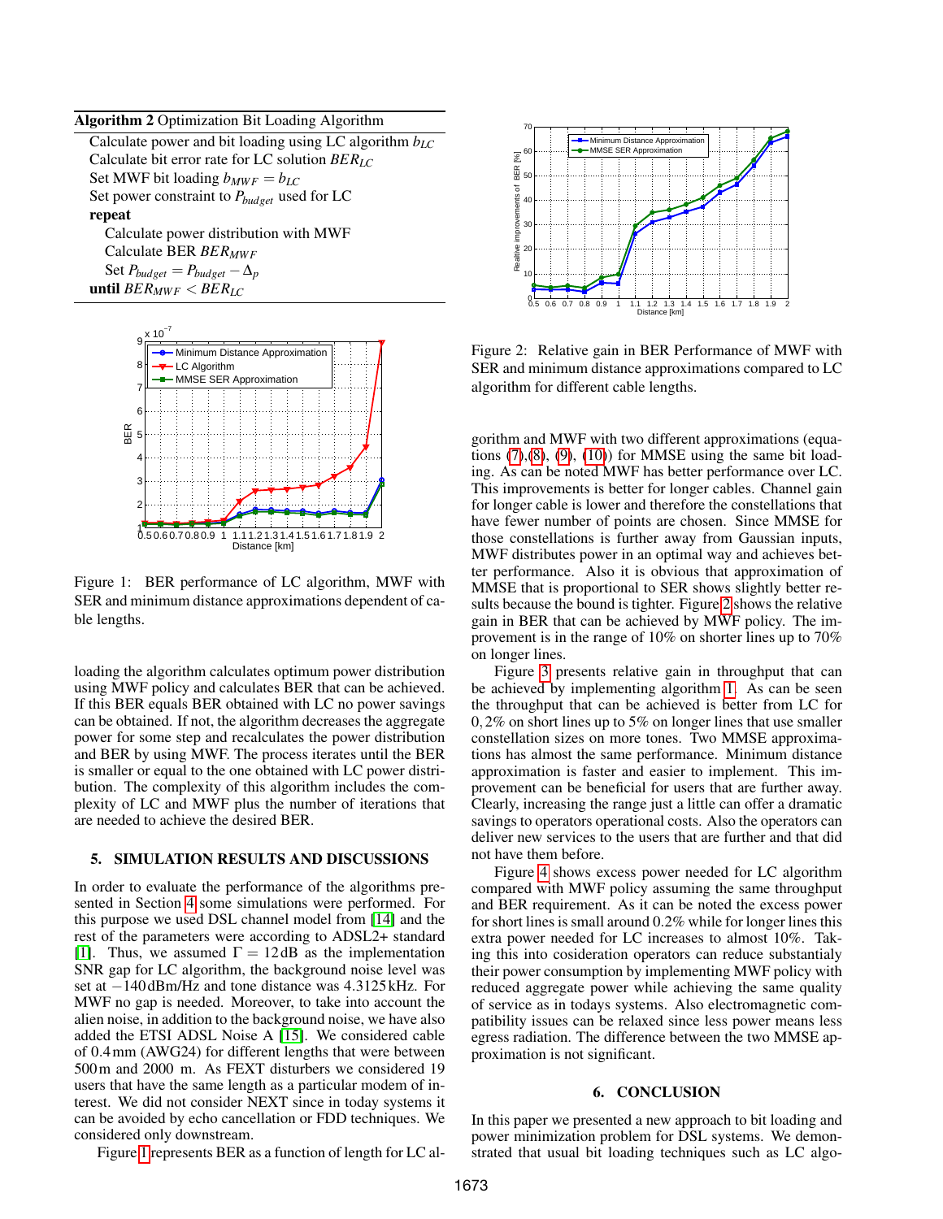**Algorithm 2** Optimization Bit Loading Algorithm

Calculate power and bit loading using LC algorithm $b_{LC}$
Calculate bit error rate for LC solution $BER_{LC}$
Set MWF bit loading $b_{MWF} = b_{LC}$
Set power constraint to $P_{budget}$ used for LC
**repeat**
  Calculate power distribution with MWF
  Calculate BER $BER_{MWF}$
  Set $P_{budget} = P_{budget} - \Delta_p$
**until** $BER_{MWF} < BER_{LC}$

Figure 1: BER performance of LC algorithm, MWF with SER and minimum distance approximations dependent of cable lengths.

loading the algorithm calculates optimum power distribution using MWF policy and calculates BER that can be achieved. If this BER equals BER obtained with LC no power savings can be obtained. If not, the algorithm decreases the aggregate power for some step and recalculates the power distribution and BER by using MWF. The process iterates until the BER is smaller or equal to the one obtained with LC power distribution. The complexity of this algorithm includes the complexity of LC and MWF plus the number of iterations that are needed to achieve the desired BER.

## 5. SIMULATION RESULTS AND DISCUSSIONS

In order to evaluate the performance of the algorithms presented in Section 4 some simulations were performed. For this purpose we used DSL channel model from [14] and the rest of the parameters were according to ADSL2+ standard [1]. Thus, we assumed $\Gamma = 12$dB as the implementation SNR gap for LC algorithm, the background noise level was set at $-140$dBm/Hz and tone distance was $4.3125$kHz. For MWF no gap is needed. Moreover, to take into account the alien noise, in addition to the background noise, we have also added the ETSI ADSL Noise A [15]. We considered cable of 0.4 mm (AWG24) for different lengths that were between 500 m and 2000 m. As FEXT disturbers we considered 19 users that have the same length as a particular modem of interest. We did not consider NEXT since in today systems it can be avoided by echo cancellation or FDD techniques. We considered only downstream.

Figure 1 represents BER as a function of length for LC algorithm and MWF with two different approximations (equations (7),(8), (9), (10)) for MMSE using the same bit loading. As can be noted MWF has better performance over LC. This improvements is better for longer cables. Channel gain for longer cable is lower and therefore the constellations that have fewer number of points are chosen. Since MMSE for those constellations is further away from Gaussian inputs, MWF distributes power in an optimal way and achieves better performance. Also it is obvious that approximation of MMSE that is proportional to SER shows slightly better results because the bound is tighter. Figure 2 shows the relative gain in BER that can be achieved by MWF policy. The improvement is in the range of 10% on shorter lines up to 70% on longer lines.

Figure 2: Relative gain in BER Performance of MWF with SER and minimum distance approximations compared to LC algorithm for different cable lengths.

Figure 3 presents relative gain in throughput that can be achieved by implementing algorithm 1. As can be seen the throughput that can be achieved is better from LC for $0,2\%$ on short lines up to 5% on longer lines that use smaller constellation sizes on more tones. Two MMSE approximations has almost the same performance. Minimum distance approximation is faster and easier to implement. This improvement can be beneficial for users that are further away. Clearly, increasing the range just a little can offer a dramatic savings to operators operational costs. Also the operators can deliver new services to the users that are further and that did not have them before.

Figure 4 shows excess power needed for LC algorithm compared with MWF policy assuming the same throughput and BER requirement. As it can be noted the excess power for short lines is small around 0.2% while for longer lines this extra power needed for LC increases to almost 10%. Taking this into cosideration operators can reduce substantialy their power consumption by implementing MWF policy with reduced aggregate power while achieving the same quality of service as in todays systems. Also electromagnetic compatibility issues can be relaxed since less power means less egress radiation. The difference between the two MMSE approximation is not significant.

## 6. CONCLUSION

In this paper we presented a new approach to bit loading and power minimization problem for DSL systems. We demonstrated that usual bit loading techniques such as LC algo-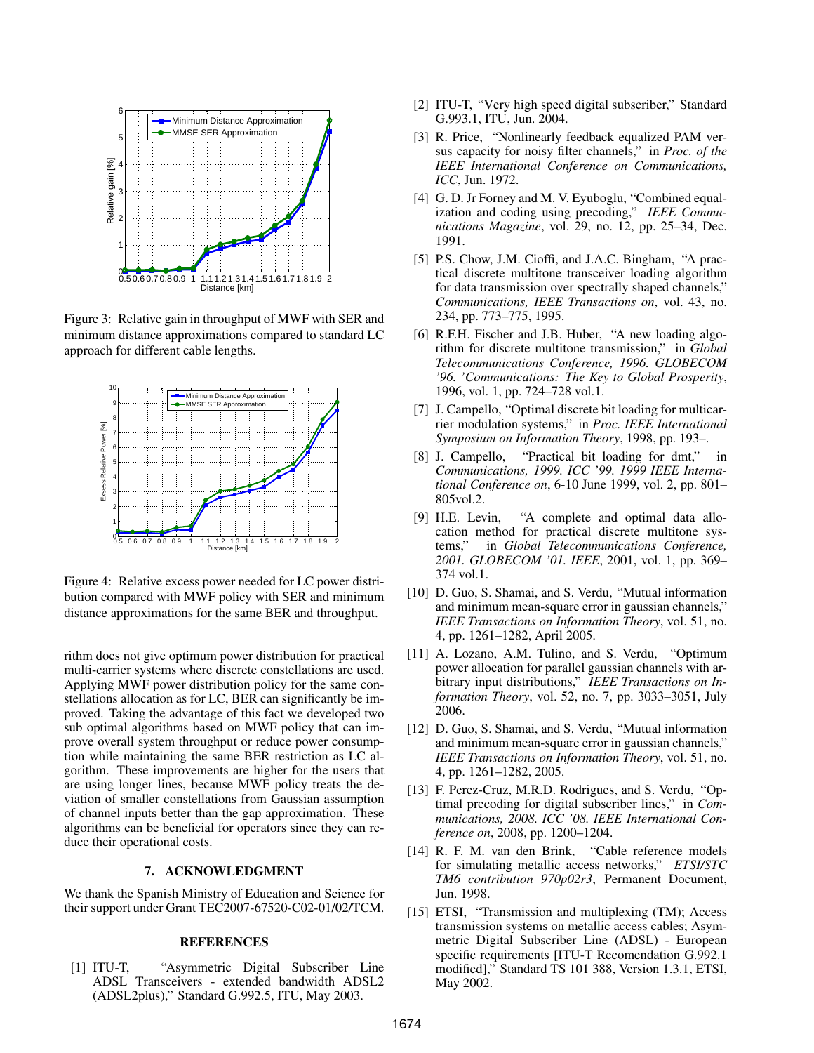6
5
4
3
2
1
0
Relative gain [%]
0.5 0.6 0.7 0.8 0.9 1 1.1 1.2 1.3 1.4 1.5 1.6 1.7 1.8 1.9 2
Distance [km]
Minimum Distance Approximation
MMSE SER Approximation

Figure 3: Relative gain in throughput of MWF with SER and minimum distance approximations compared to standard LC approach for different cable lengths.

10
9
8
7
6
5
4
3
2
1
0
Exsess Relative Power [%]
0.5 0.6 0.7 0.8 0.9 1 1.1 1.2 1.3 1.4 1.5 1.6 1.7 1.8 1.9 2
Distance [km]
Minimum Distance Approximation
MMSE SER Approximation

Figure 4: Relative excess power needed for LC power distribution compared with MWF policy with SER and minimum distance approximations for the same BER and throughput.

rithm does not give optimum power distribution for practical multi-carrier systems where discrete constellations are used. Applying MWF power distribution policy for the same constellations allocation as for LC, BER can significantly be improved. Taking the advantage of this fact we developed two sub optimal algorithms based on MWF policy that can improve overall system throughput or reduce power consumption while maintaining the same BER restriction as LC algorithm. These improvements are higher for the users that are using longer lines, because MWF policy treats the deviation of smaller constellations from Gaussian assumption of channel inputs better than the gap approximation. These algorithms can be beneficial for operators since they can reduce their operational costs.

## 7. ACKNOWLEDGMENT

We thank the Spanish Ministry of Education and Science for their support under Grant TEC2007-67520-C02-01/02/TCM.

## REFERENCES

[1] ITU-T, "Asymmetric Digital Subscriber Line ADSL Transceivers - extended bandwidth ADSL2 (ADSL2plus)," Standard G.992.5, ITU, May 2003.

[2] ITU-T, "Very high speed digital subscriber," Standard G.993.1, ITU, Jun. 2004.

[3] R. Price, "Nonlinearly feedback equalized PAM versus capacity for noisy filter channels," in *Proc. of the IEEE International Conference on Communications, ICC*, Jun. 1972.

[4] G. D. Jr Forney and M. V. Eyuboglu, "Combined equalization and coding using precoding," *IEEE Communications Magazine*, vol. 29, no. 12, pp. 25–34, Dec. 1991.

[5] P.S. Chow, J.M. Cioffi, and J.A.C. Bingham, "A practical discrete multitone transceiver loading algorithm for data transmission over spectrally shaped channels," *Communications, IEEE Transactions on*, vol. 43, no. 234, pp. 773–775, 1995.

[6] R.F.H. Fischer and J.B. Huber, "A new loading algorithm for discrete multitone transmission," in *Global Telecommunications Conference, 1996. GLOBECOM '96. 'Communications: The Key to Global Prosperity*, 1996, vol. 1, pp. 724–728 vol.1.

[7] J. Campello, "Optimal discrete bit loading for multicarrier modulation systems," in *Proc. IEEE International Symposium on Information Theory*, 1998, pp. 193–.

[8] J. Campello, "Practical bit loading for dmt," in *Communications, 1999. ICC '99. 1999 IEEE International Conference on*, 6-10 June 1999, vol. 2, pp. 801–805vol.2.

[9] H.E. Levin, "A complete and optimal data allocation method for practical discrete multitone systems," in *Global Telecommunications Conference, 2001. GLOBECOM '01. IEEE*, 2001, vol. 1, pp. 369–374 vol.1.

[10] D. Guo, S. Shamai, and S. Verdu, "Mutual information and minimum mean-square error in gaussian channels," *IEEE Transactions on Information Theory*, vol. 51, no. 4, pp. 1261–1282, April 2005.

[11] A. Lozano, A.M. Tulino, and S. Verdu, "Optimum power allocation for parallel gaussian channels with arbitrary input distributions," *IEEE Transactions on Information Theory*, vol. 52, no. 7, pp. 3033–3051, July 2006.

[12] D. Guo, S. Shamai, and S. Verdu, "Mutual information and minimum mean-square error in gaussian channels," *IEEE Transactions on Information Theory*, vol. 51, no. 4, pp. 1261–1282, 2005.

[13] F. Perez-Cruz, M.R.D. Rodrigues, and S. Verdu, "Optimal precoding for digital subscriber lines," in *Communications, 2008. ICC '08. IEEE International Conference on*, 2008, pp. 1200–1204.

[14] R. F. M. van den Brink, "Cable reference models for simulating metallic access networks," *ETSI/STC TM6 contribution 970p02r3*, Permanent Document, Jun. 1998.

[15] ETSI, "Transmission and multiplexing (TM); Access transmission systems on metallic access cables; Asymmetric Digital Subscriber Line (ADSL) - European specific requirements [ITU-T Recomendation G.992.1 modified]," Standard TS 101 388, Version 1.3.1, ETSI, May 2002.